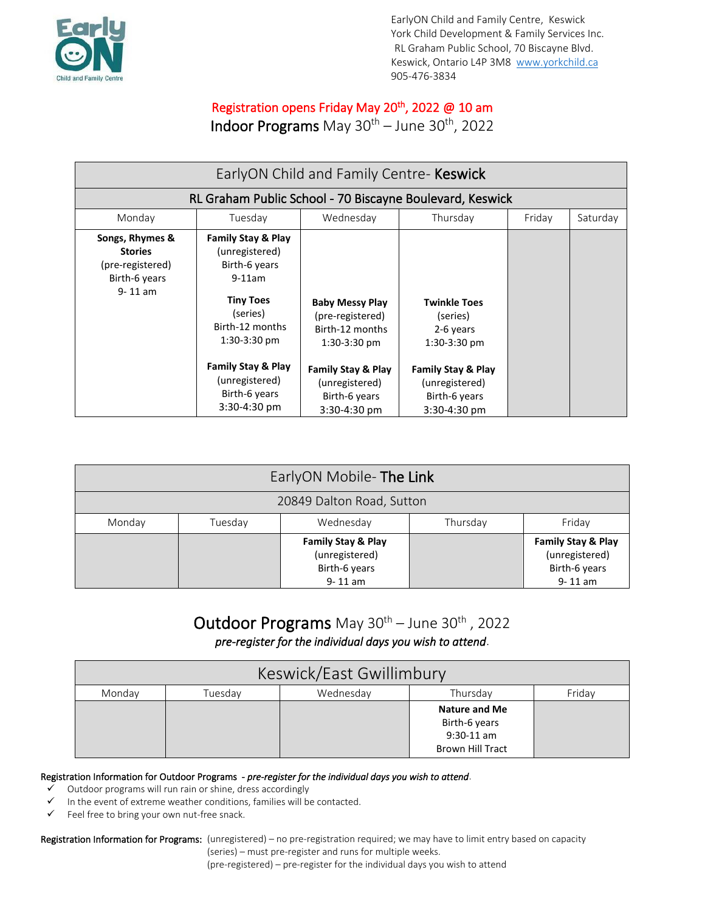EarlyON Child and Family Centre, Keswick
York Child Development & Family Services Inc.
RL Graham Public School, 70 Biscayne Blvd.
Keswick, Ontario L4P 3M8 www.yorkchild.ca
905-476-3834

**Registration opens Friday May 20th, 2022 @ 10 am**

## Indoor Programs May 30th – June 30th, 2022

| EarlyON Child and Family Centre- **Keswick** | | | | | |
|---|---|---|---|---|---|
| **RL Graham Public School - 70 Biscayne Boulevard, Keswick** | | | | | |
| Monday | Tuesday | Wednesday | Thursday | Friday | Saturday |
| **Songs, Rhymes & Stories** (pre-registered) Birth-6 years 9- 11 am | **Family Stay & Play** (unregistered) Birth-6 years 9-11am<br><br>**Tiny Toes** (series) Birth-12 months 1:30-3:30 pm<br><br>**Family Stay & Play** (unregistered) Birth-6 years 3:30-4:30 pm | **Baby Messy Play** (pre-registered) Birth-12 months 1:30-3:30 pm<br><br>**Family Stay & Play** (unregistered) Birth-6 years 3:30-4:30 pm | **Twinkle Toes** (series) 2-6 years 1:30-3:30 pm<br><br>**Family Stay & Play** (unregistered) Birth-6 years 3:30-4:30 pm | | |

| EarlyON Mobile- **The Link** | | | | |
|---|---|---|---|---|
| 20849 Dalton Road, Sutton | | | | |
| Monday | Tuesday | Wednesday | Thursday | Friday |
| | | **Family Stay & Play** (unregistered) Birth-6 years 9- 11 am | | **Family Stay & Play** (unregistered) Birth-6 years 9- 11 am |

## Outdoor Programs May 30th – June 30th, 2022

*pre-register for the individual days you wish to attend.*

| Keswick/East Gwillimbury | | | | |
|---|---|---|---|---|
| Monday | Tuesday | Wednesday | Thursday | Friday |
| | | | **Nature and Me** Birth-6 years 9:30-11 am Brown Hill Tract | |

Registration Information for Outdoor Programs - *pre-register for the individual days you wish to attend.*

- ✓ Outdoor programs will run rain or shine, dress accordingly
- ✓ In the event of extreme weather conditions, families will be contacted.
- ✓ Feel free to bring your own nut-free snack.

Registration Information for Programs:
(unregistered) – no pre-registration required; we may have to limit entry based on capacity
(series) – must pre-register and runs for multiple weeks.
(pre-registered) – pre-register for the individual days you wish to attend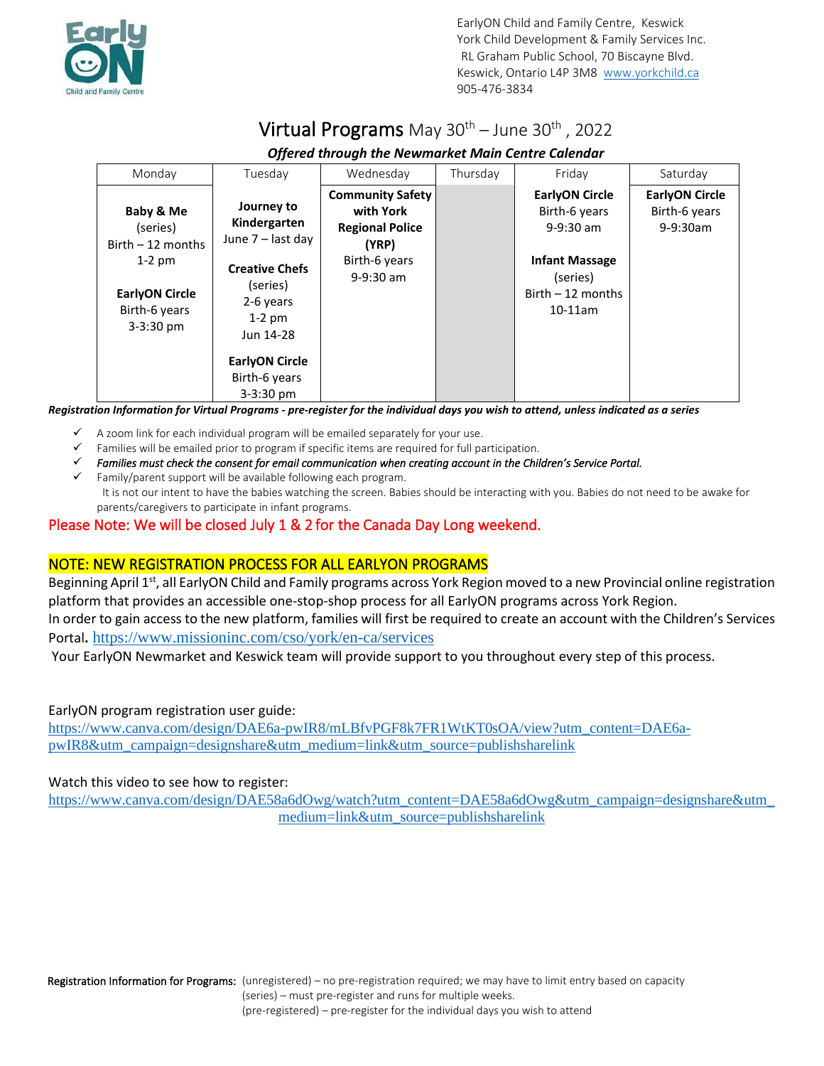EarlyON Child and Family Centre, Keswick
York Child Development & Family Services Inc.
RL Graham Public School, 70 Biscayne Blvd.
Keswick, Ontario L4P 3M8 www.yorkchild.ca
905-476-3834

# Virtual Programs May 30th – June 30th, 2022

***Offered through the Newmarket Main Centre Calendar***

| Monday | Tuesday | Wednesday | Thursday | Friday | Saturday |
|---|---|---|---|---|---|
| **Baby & Me** (series) Birth – 12 months 1-2 pm<br><br>**EarlyON Circle** Birth-6 years 3-3:30 pm | **Journey to Kindergarten** June 7 – last day<br><br>**Creative Chefs** (series) 2-6 years 1-2 pm Jun 14-28<br><br>**EarlyON Circle** Birth-6 years 3-3:30 pm | **Community Safety with York Regional Police (YRP)** Birth-6 years 9-9:30 am | | **EarlyON Circle** Birth-6 years 9-9:30 am<br><br>**Infant Massage** (series) Birth – 12 months 10-11am | **EarlyON Circle** Birth-6 years 9-9:30am |

***Registration Information for Virtual Programs - pre-register for the individual days you wish to attend, unless indicated as a series***

- ✓ A zoom link for each individual program will be emailed separately for your use.
- ✓ Families will be emailed prior to program if specific items are required for full participation.
- ✓ *Families must check the consent for email communication when creating account in the Children's Service Portal.*
- ✓ Family/parent support will be available following each program.
  It is not our intent to have the babies watching the screen. Babies should be interacting with you. Babies do not need to be awake for parents/caregivers to participate in infant programs.

Please Note: We will be closed July 1 & 2 for the Canada Day Long weekend.

## NOTE: NEW REGISTRATION PROCESS FOR ALL EARLYON PROGRAMS

Beginning April 1st, all EarlyON Child and Family programs across York Region moved to a new Provincial online registration platform that provides an accessible one-stop-shop process for all EarlyON programs across York Region.
In order to gain access to the new platform, families will first be required to create an account with the Children's Services Portal. https://www.missioninc.com/cso/york/en-ca/services
Your EarlyON Newmarket and Keswick team will provide support to you throughout every step of this process.

EarlyON program registration user guide:
https://www.canva.com/design/DAE6a-pwIR8/mLBfvPGF8k7FR1WtKT0sOA/view?utm_content=DAE6a-pwIR8&utm_campaign=designshare&utm_medium=link&utm_source=publishsharelink

Watch this video to see how to register:
https://www.canva.com/design/DAE58a6dOwg/watch?utm_content=DAE58a6dOwg&utm_campaign=designshare&utm_medium=link&utm_source=publishsharelink

**Registration Information for Programs:** (unregistered) – no pre-registration required; we may have to limit entry based on capacity
(series) – must pre-register and runs for multiple weeks.
(pre-registered) – pre-register for the individual days you wish to attend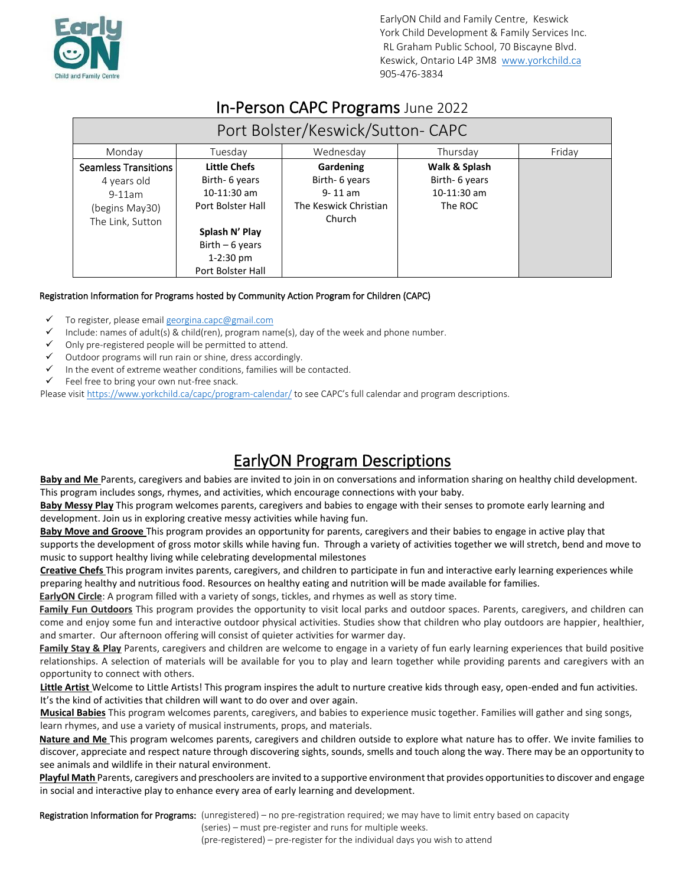EarlyON Child and Family Centre, Keswick
York Child Development & Family Services Inc.
RL Graham Public School, 70 Biscayne Blvd.
Keswick, Ontario L4P 3M8 www.yorkchild.ca
905-476-3834

# In-Person CAPC Programs June 2022

| Port Bolster/Keswick/Sutton- CAPC | | | | |
|---|---|---|---|---|
| Monday | Tuesday | Wednesday | Thursday | Friday |
| **Seamless Transitions**<br>4 years old<br>9-11am<br>(begins May30)<br>The Link, Sutton | **Little Chefs**<br>Birth- 6 years<br>10-11:30 am<br>Port Bolster Hall<br><br>**Splash N' Play**<br>Birth – 6 years<br>1-2:30 pm<br>Port Bolster Hall | **Gardening**<br>Birth- 6 years<br>9- 11 am<br>The Keswick Christian Church | **Walk & Splash**<br>Birth- 6 years<br>10-11:30 am<br>The ROC | |

Registration Information for Programs hosted by Community Action Program for Children (CAPC)

- ✓ To register, please email georgina.capc@gmail.com
- ✓ Include: names of adult(s) & child(ren), program name(s), day of the week and phone number.
- ✓ Only pre-registered people will be permitted to attend.
- ✓ Outdoor programs will run rain or shine, dress accordingly.
- ✓ In the event of extreme weather conditions, families will be contacted.
- ✓ Feel free to bring your own nut-free snack.

Please visit https://www.yorkchild.ca/capc/program-calendar/ to see CAPC's full calendar and program descriptions.

# EarlyON Program Descriptions

**Baby and Me** Parents, caregivers and babies are invited to join in on conversations and information sharing on healthy child development. This program includes songs, rhymes, and activities, which encourage connections with your baby.

**Baby Messy Play** This program welcomes parents, caregivers and babies to engage with their senses to promote early learning and development. Join us in exploring creative messy activities while having fun.

**Baby Move and Groove** This program provides an opportunity for parents, caregivers and their babies to engage in active play that supports the development of gross motor skills while having fun. Through a variety of activities together we will stretch, bend and move to music to support healthy living while celebrating developmental milestones

**Creative Chefs** This program invites parents, caregivers, and children to participate in fun and interactive early learning experiences while preparing healthy and nutritious food. Resources on healthy eating and nutrition will be made available for families.

**EarlyON Circle**: A program filled with a variety of songs, tickles, and rhymes as well as story time.

**Family Fun Outdoors** This program provides the opportunity to visit local parks and outdoor spaces. Parents, caregivers, and children can come and enjoy some fun and interactive outdoor physical activities. Studies show that children who play outdoors are happier, healthier, and smarter. Our afternoon offering will consist of quieter activities for warmer day.

**Family Stay & Play** Parents, caregivers and children are welcome to engage in a variety of fun early learning experiences that build positive relationships. A selection of materials will be available for you to play and learn together while providing parents and caregivers with an opportunity to connect with others.

**Little Artist** Welcome to Little Artists! This program inspires the adult to nurture creative kids through easy, open-ended and fun activities. It's the kind of activities that children will want to do over and over again.

**Musical Babies** This program welcomes parents, caregivers, and babies to experience music together. Families will gather and sing songs, learn rhymes, and use a variety of musical instruments, props, and materials.

**Nature and Me** This program welcomes parents, caregivers and children outside to explore what nature has to offer. We invite families to discover, appreciate and respect nature through discovering sights, sounds, smells and touch along the way. There may be an opportunity to see animals and wildlife in their natural environment.

**Playful Math** Parents, caregivers and preschoolers are invited to a supportive environment that provides opportunities to discover and engage in social and interactive play to enhance every area of early learning and development.

Registration Information for Programs: (unregistered) – no pre-registration required; we may have to limit entry based on capacity
(series) – must pre-register and runs for multiple weeks.
(pre-registered) – pre-register for the individual days you wish to attend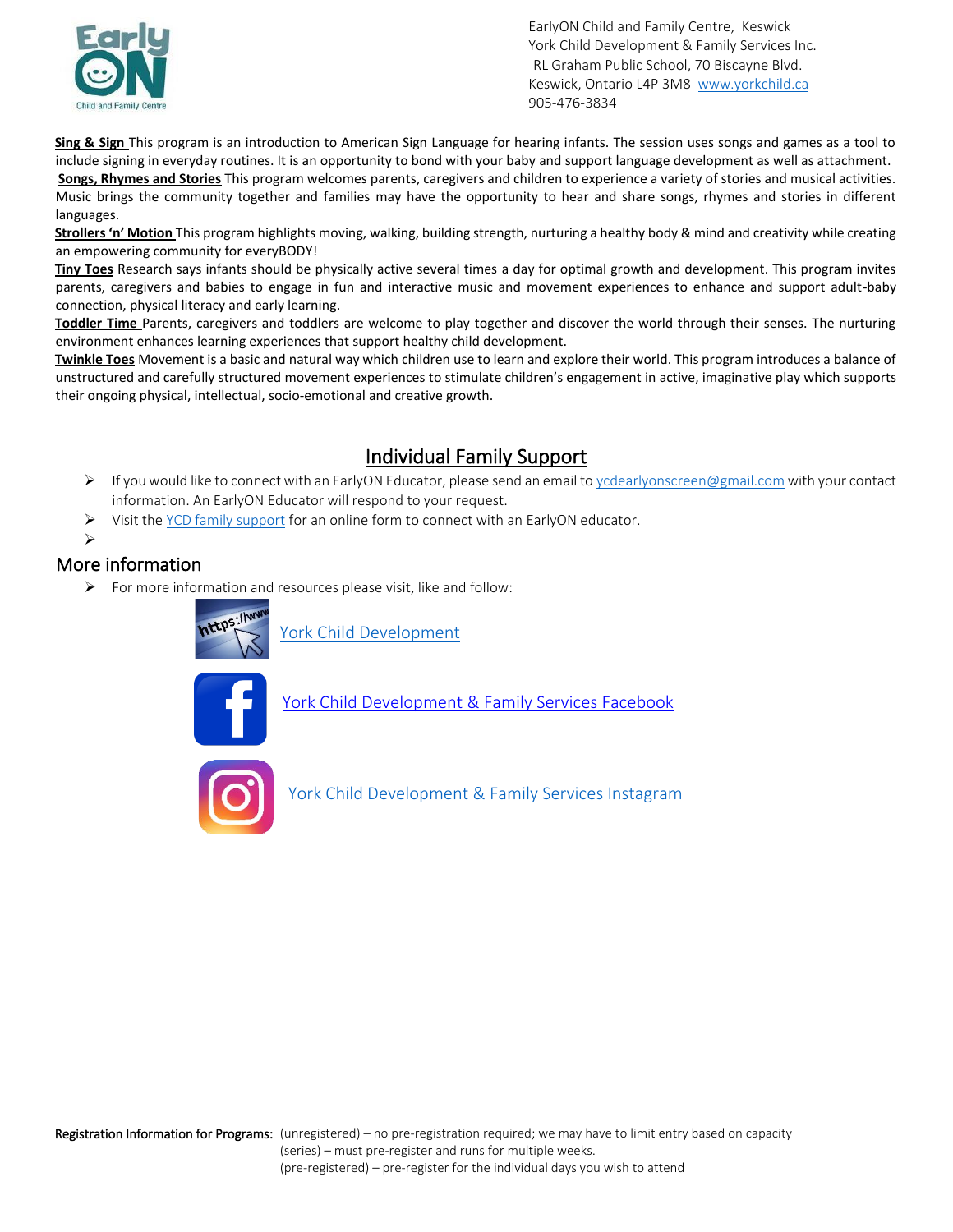EarlyON Child and Family Centre, Keswick
York Child Development & Family Services Inc.
RL Graham Public School, 70 Biscayne Blvd.
Keswick, Ontario L4P 3M8 www.yorkchild.ca
905-476-3834

**Sing & Sign** This program is an introduction to American Sign Language for hearing infants. The session uses songs and games as a tool to include signing in everyday routines. It is an opportunity to bond with your baby and support language development as well as attachment.

**Songs, Rhymes and Stories** This program welcomes parents, caregivers and children to experience a variety of stories and musical activities. Music brings the community together and families may have the opportunity to hear and share songs, rhymes and stories in different languages.

**Strollers 'n' Motion** This program highlights moving, walking, building strength, nurturing a healthy body & mind and creativity while creating an empowering community for everyBODY!

**Tiny Toes** Research says infants should be physically active several times a day for optimal growth and development. This program invites parents, caregivers and babies to engage in fun and interactive music and movement experiences to enhance and support adult-baby connection, physical literacy and early learning.

**Toddler Time** Parents, caregivers and toddlers are welcome to play together and discover the world through their senses. The nurturing environment enhances learning experiences that support healthy child development.

**Twinkle Toes** Movement is a basic and natural way which children use to learn and explore their world. This program introduces a balance of unstructured and carefully structured movement experiences to stimulate children's engagement in active, imaginative play which supports their ongoing physical, intellectual, socio-emotional and creative growth.

## Individual Family Support

- If you would like to connect with an EarlyON Educator, please send an email to ycdearlyonscreen@gmail.com with your contact information. An EarlyON Educator will respond to your request.
- Visit the YCD family support for an online form to connect with an EarlyON educator.

## More information

- For more information and resources please visit, like and follow:

York Child Development

York Child Development & Family Services Facebook

York Child Development & Family Services Instagram

**Registration Information for Programs:** (unregistered) – no pre-registration required; we may have to limit entry based on capacity
(series) – must pre-register and runs for multiple weeks.
(pre-registered) – pre-register for the individual days you wish to attend